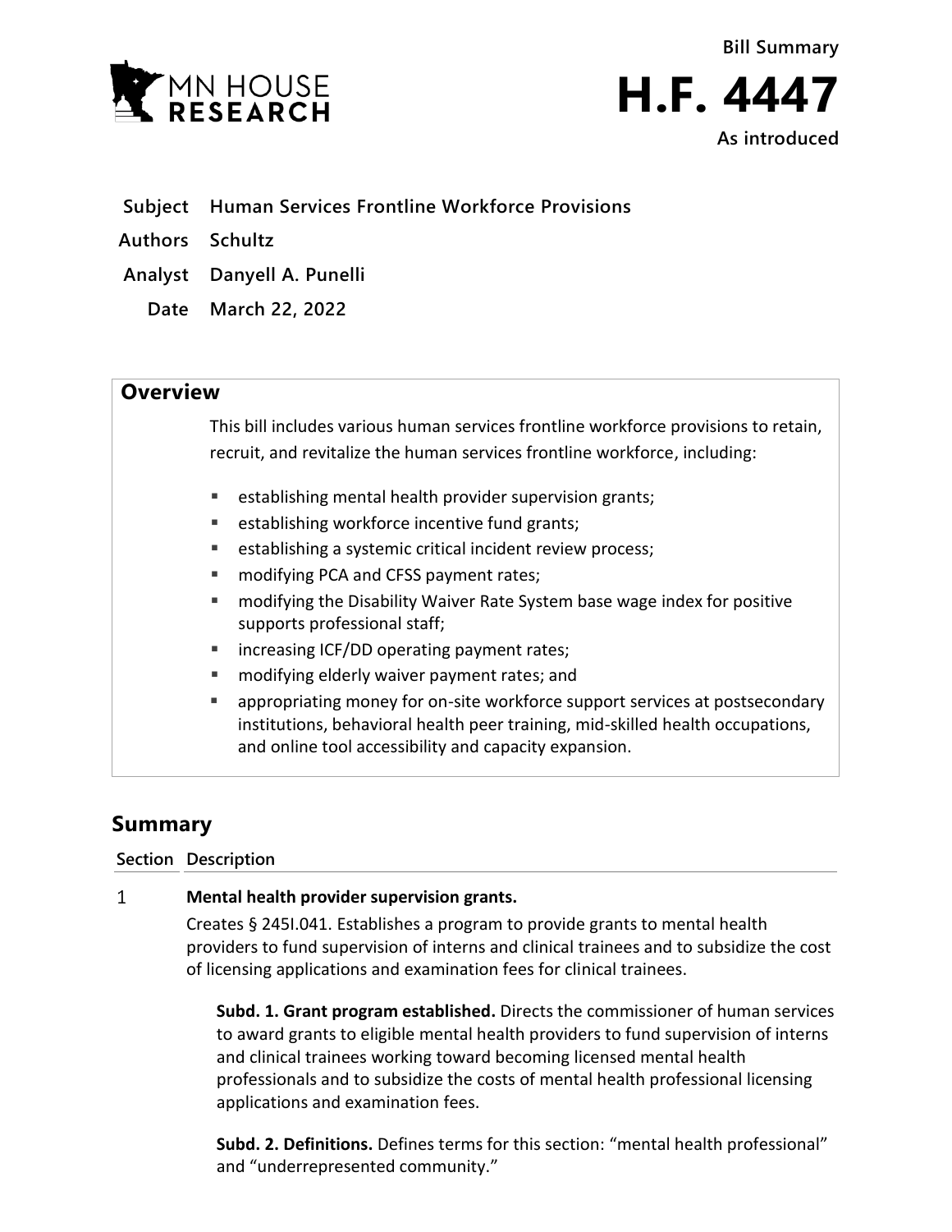Bill Summary

# H.F. 4447

As introduced

**Subject** Human Services Frontline Workforce Provisions

**Authors** Schultz

**Analyst** Danyell A. Punelli

**Date** March 22, 2022

## Overview

This bill includes various human services frontline workforce provisions to retain, recruit, and revitalize the human services frontline workforce, including:

- establishing mental health provider supervision grants;
- establishing workforce incentive fund grants;
- establishing a systemic critical incident review process;
- modifying PCA and CFSS payment rates;
- modifying the Disability Waiver Rate System base wage index for positive supports professional staff;
- increasing ICF/DD operating payment rates;
- modifying elderly waiver payment rates; and
- appropriating money for on-site workforce support services at postsecondary institutions, behavioral health peer training, mid-skilled health occupations, and online tool accessibility and capacity expansion.

## Summary

**Section** **Description**

1 **Mental health provider supervision grants.**

Creates § 245I.041. Establishes a program to provide grants to mental health providers to fund supervision of interns and clinical trainees and to subsidize the cost of licensing applications and examination fees for clinical trainees.

**Subd. 1. Grant program established.** Directs the commissioner of human services to award grants to eligible mental health providers to fund supervision of interns and clinical trainees working toward becoming licensed mental health professionals and to subsidize the costs of mental health professional licensing applications and examination fees.

**Subd. 2. Definitions.** Defines terms for this section: "mental health professional" and "underrepresented community."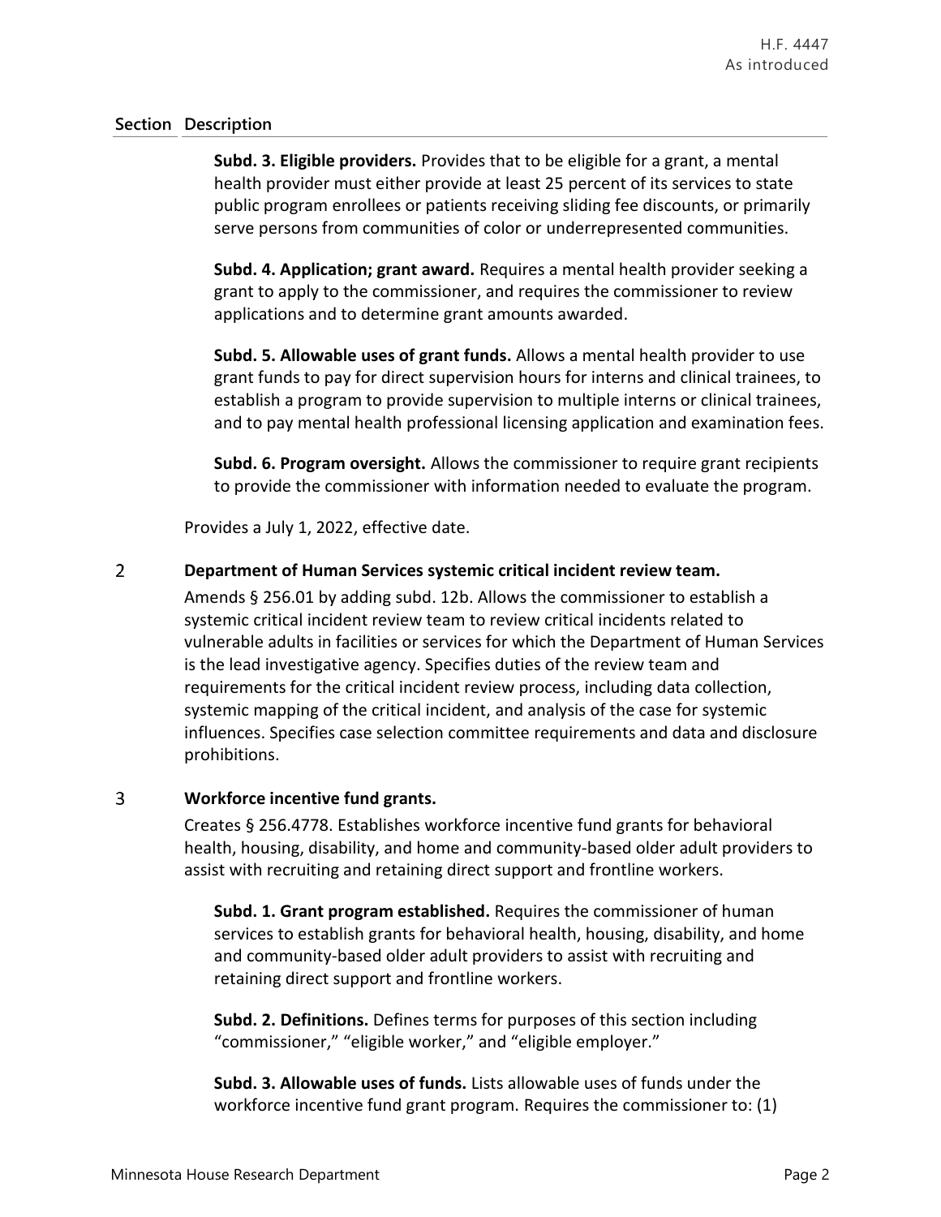| Section | Description |
|---|---|
| | **Subd. 3. Eligible providers.** Provides that to be eligible for a grant, a mental health provider must either provide at least 25 percent of its services to state public program enrollees or patients receiving sliding fee discounts, or primarily serve persons from communities of color or underrepresented communities.<br><br>**Subd. 4. Application; grant award.** Requires a mental health provider seeking a grant to apply to the commissioner, and requires the commissioner to review applications and to determine grant amounts awarded.<br><br>**Subd. 5. Allowable uses of grant funds.** Allows a mental health provider to use grant funds to pay for direct supervision hours for interns and clinical trainees, to establish a program to provide supervision to multiple interns or clinical trainees, and to pay mental health professional licensing application and examination fees.<br><br>**Subd. 6. Program oversight.** Allows the commissioner to require grant recipients to provide the commissioner with information needed to evaluate the program.<br><br>Provides a July 1, 2022, effective date. |
| 2 | **Department of Human Services systemic critical incident review team.**<br><br>Amends § 256.01 by adding subd. 12b. Allows the commissioner to establish a systemic critical incident review team to review critical incidents related to vulnerable adults in facilities or services for which the Department of Human Services is the lead investigative agency. Specifies duties of the review team and requirements for the critical incident review process, including data collection, systemic mapping of the critical incident, and analysis of the case for systemic influences. Specifies case selection committee requirements and data and disclosure prohibitions. |
| 3 | **Workforce incentive fund grants.**<br><br>Creates § 256.4778. Establishes workforce incentive fund grants for behavioral health, housing, disability, and home and community-based older adult providers to assist with recruiting and retaining direct support and frontline workers.<br><br>**Subd. 1. Grant program established.** Requires the commissioner of human services to establish grants for behavioral health, housing, disability, and home and community-based older adult providers to assist with recruiting and retaining direct support and frontline workers.<br><br>**Subd. 2. Definitions.** Defines terms for purposes of this section including "commissioner," "eligible worker," and "eligible employer."<br><br>**Subd. 3. Allowable uses of funds.** Lists allowable uses of funds under the workforce incentive fund grant program. Requires the commissioner to: (1) |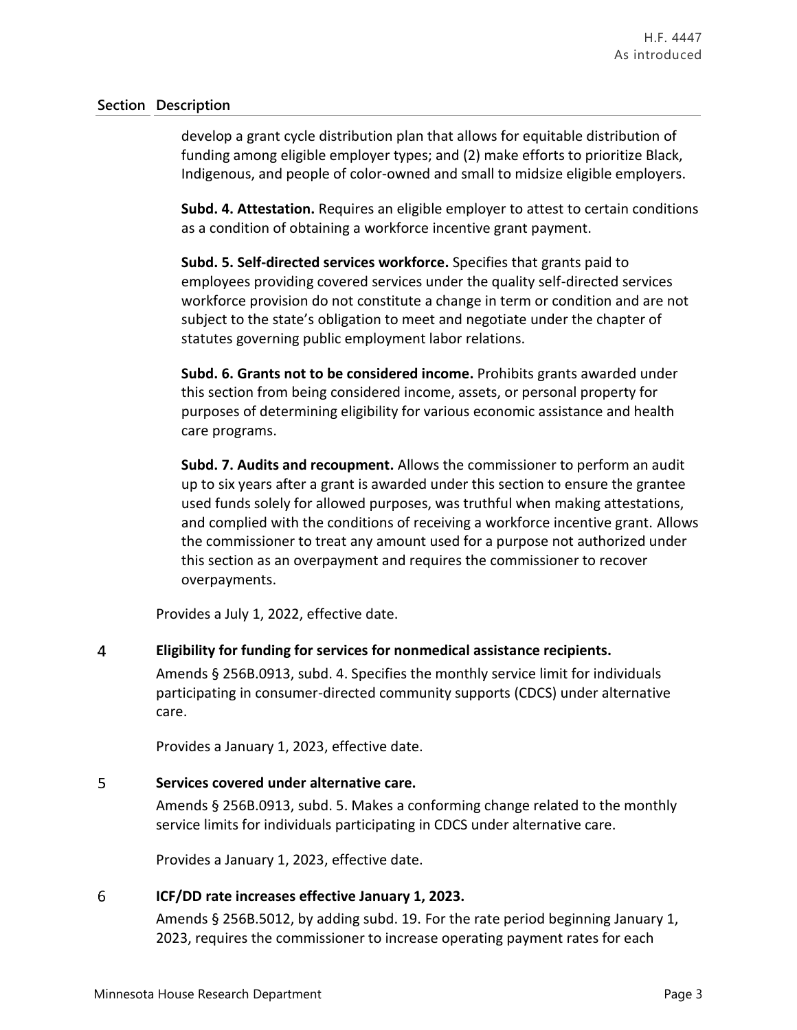| Section | Description |
|---|---|
| | develop a grant cycle distribution plan that allows for equitable distribution of funding among eligible employer types; and (2) make efforts to prioritize Black, Indigenous, and people of color-owned and small to midsize eligible employers.<br><br>**Subd. 4. Attestation.** Requires an eligible employer to attest to certain conditions as a condition of obtaining a workforce incentive grant payment.<br><br>**Subd. 5. Self-directed services workforce.** Specifies that grants paid to employees providing covered services under the quality self-directed services workforce provision do not constitute a change in term or condition and are not subject to the state's obligation to meet and negotiate under the chapter of statutes governing public employment labor relations.<br><br>**Subd. 6. Grants not to be considered income.** Prohibits grants awarded under this section from being considered income, assets, or personal property for purposes of determining eligibility for various economic assistance and health care programs.<br><br>**Subd. 7. Audits and recoupment.** Allows the commissioner to perform an audit up to six years after a grant is awarded under this section to ensure the grantee used funds solely for allowed purposes, was truthful when making attestations, and complied with the conditions of receiving a workforce incentive grant. Allows the commissioner to treat any amount used for a purpose not authorized under this section as an overpayment and requires the commissioner to recover overpayments.<br><br>Provides a July 1, 2022, effective date. |
| 4 | **Eligibility for funding for services for nonmedical assistance recipients.**<br><br>Amends § 256B.0913, subd. 4. Specifies the monthly service limit for individuals participating in consumer-directed community supports (CDCS) under alternative care.<br><br>Provides a January 1, 2023, effective date. |
| 5 | **Services covered under alternative care.**<br><br>Amends § 256B.0913, subd. 5. Makes a conforming change related to the monthly service limits for individuals participating in CDCS under alternative care.<br><br>Provides a January 1, 2023, effective date. |
| 6 | **ICF/DD rate increases effective January 1, 2023.**<br><br>Amends § 256B.5012, by adding subd. 19. For the rate period beginning January 1, 2023, requires the commissioner to increase operating payment rates for each |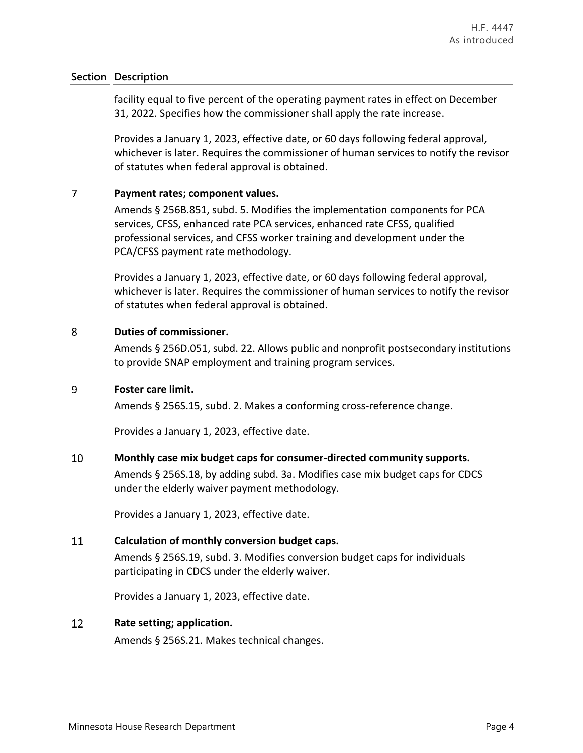| Section | Description |
|---|---|
| | facility equal to five percent of the operating payment rates in effect on December 31, 2022. Specifies how the commissioner shall apply the rate increase.<br><br>Provides a January 1, 2023, effective date, or 60 days following federal approval, whichever is later. Requires the commissioner of human services to notify the revisor of statutes when federal approval is obtained. |
| 7 | **Payment rates; component values.**<br>Amends § 256B.851, subd. 5. Modifies the implementation components for PCA services, CFSS, enhanced rate PCA services, enhanced rate CFSS, qualified professional services, and CFSS worker training and development under the PCA/CFSS payment rate methodology.<br><br>Provides a January 1, 2023, effective date, or 60 days following federal approval, whichever is later. Requires the commissioner of human services to notify the revisor of statutes when federal approval is obtained. |
| 8 | **Duties of commissioner.**<br>Amends § 256D.051, subd. 22. Allows public and nonprofit postsecondary institutions to provide SNAP employment and training program services. |
| 9 | **Foster care limit.**<br>Amends § 256S.15, subd. 2. Makes a conforming cross-reference change.<br><br>Provides a January 1, 2023, effective date. |
| 10 | **Monthly case mix budget caps for consumer-directed community supports.**<br>Amends § 256S.18, by adding subd. 3a. Modifies case mix budget caps for CDCS under the elderly waiver payment methodology.<br><br>Provides a January 1, 2023, effective date. |
| 11 | **Calculation of monthly conversion budget caps.**<br>Amends § 256S.19, subd. 3. Modifies conversion budget caps for individuals participating in CDCS under the elderly waiver.<br><br>Provides a January 1, 2023, effective date. |
| 12 | **Rate setting; application.**<br>Amends § 256S.21. Makes technical changes. |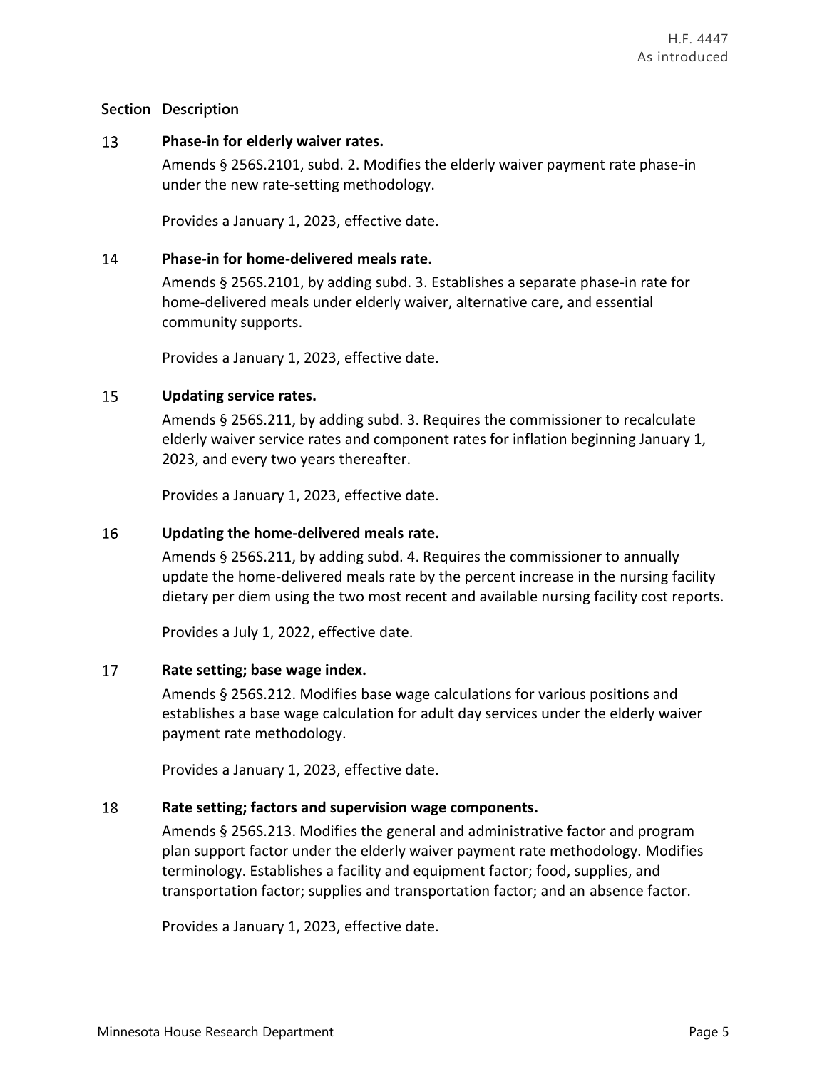| Section | Description |
|---|---|
| 13 | **Phase-in for elderly waiver rates.**<br>Amends § 256S.2101, subd. 2. Modifies the elderly waiver payment rate phase-in under the new rate-setting methodology.<br><br>Provides a January 1, 2023, effective date. |
| 14 | **Phase-in for home-delivered meals rate.**<br>Amends § 256S.2101, by adding subd. 3. Establishes a separate phase-in rate for home-delivered meals under elderly waiver, alternative care, and essential community supports.<br><br>Provides a January 1, 2023, effective date. |
| 15 | **Updating service rates.**<br>Amends § 256S.211, by adding subd. 3. Requires the commissioner to recalculate elderly waiver service rates and component rates for inflation beginning January 1, 2023, and every two years thereafter.<br><br>Provides a January 1, 2023, effective date. |
| 16 | **Updating the home-delivered meals rate.**<br>Amends § 256S.211, by adding subd. 4. Requires the commissioner to annually update the home-delivered meals rate by the percent increase in the nursing facility dietary per diem using the two most recent and available nursing facility cost reports.<br><br>Provides a July 1, 2022, effective date. |
| 17 | **Rate setting; base wage index.**<br>Amends § 256S.212. Modifies base wage calculations for various positions and establishes a base wage calculation for adult day services under the elderly waiver payment rate methodology.<br><br>Provides a January 1, 2023, effective date. |
| 18 | **Rate setting; factors and supervision wage components.**<br>Amends § 256S.213. Modifies the general and administrative factor and program plan support factor under the elderly waiver payment rate methodology. Modifies terminology. Establishes a facility and equipment factor; food, supplies, and transportation factor; supplies and transportation factor; and an absence factor.<br><br>Provides a January 1, 2023, effective date. |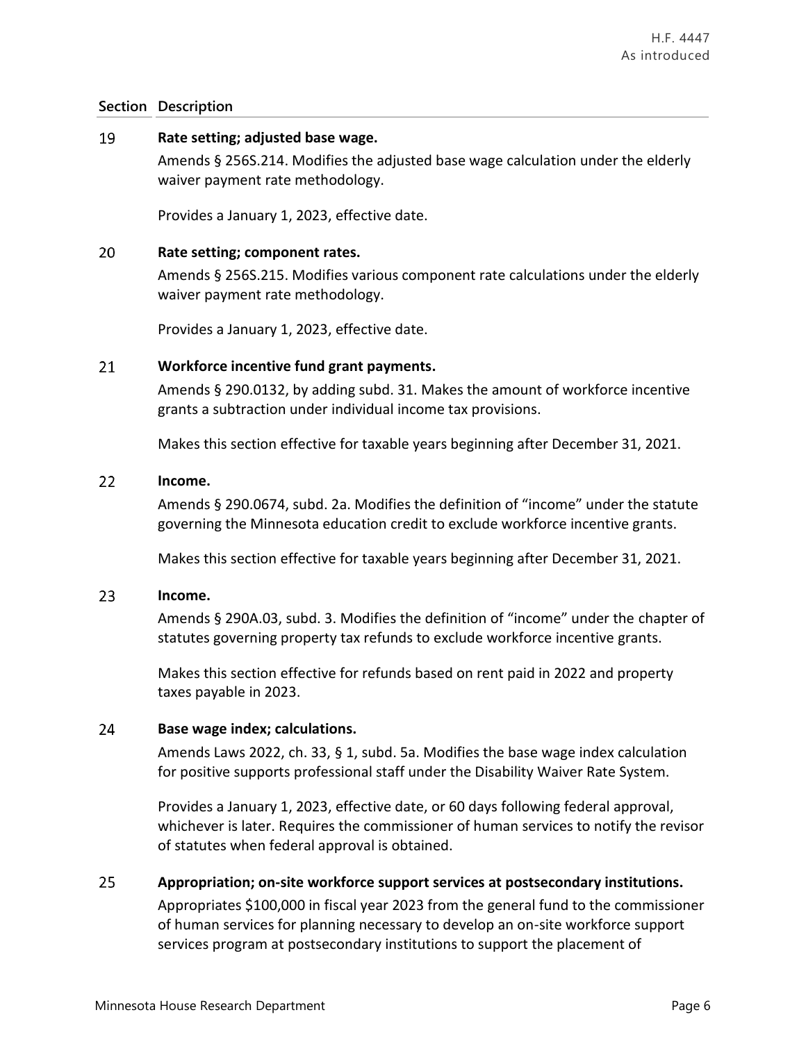| Section | Description |
|---|---|
| 19 | **Rate setting; adjusted base wage.**<br>Amends § 256S.214. Modifies the adjusted base wage calculation under the elderly waiver payment rate methodology.<br><br>Provides a January 1, 2023, effective date. |
| 20 | **Rate setting; component rates.**<br>Amends § 256S.215. Modifies various component rate calculations under the elderly waiver payment rate methodology.<br><br>Provides a January 1, 2023, effective date. |
| 21 | **Workforce incentive fund grant payments.**<br>Amends § 290.0132, by adding subd. 31. Makes the amount of workforce incentive grants a subtraction under individual income tax provisions.<br><br>Makes this section effective for taxable years beginning after December 31, 2021. |
| 22 | **Income.**<br>Amends § 290.0674, subd. 2a. Modifies the definition of "income" under the statute governing the Minnesota education credit to exclude workforce incentive grants.<br><br>Makes this section effective for taxable years beginning after December 31, 2021. |
| 23 | **Income.**<br>Amends § 290A.03, subd. 3. Modifies the definition of "income" under the chapter of statutes governing property tax refunds to exclude workforce incentive grants.<br><br>Makes this section effective for refunds based on rent paid in 2022 and property taxes payable in 2023. |
| 24 | **Base wage index; calculations.**<br>Amends Laws 2022, ch. 33, § 1, subd. 5a. Modifies the base wage index calculation for positive supports professional staff under the Disability Waiver Rate System.<br><br>Provides a January 1, 2023, effective date, or 60 days following federal approval, whichever is later. Requires the commissioner of human services to notify the revisor of statutes when federal approval is obtained. |
| 25 | **Appropriation; on-site workforce support services at postsecondary institutions.**<br>Appropriates $100,000 in fiscal year 2023 from the general fund to the commissioner of human services for planning necessary to develop an on-site workforce support services program at postsecondary institutions to support the placement of |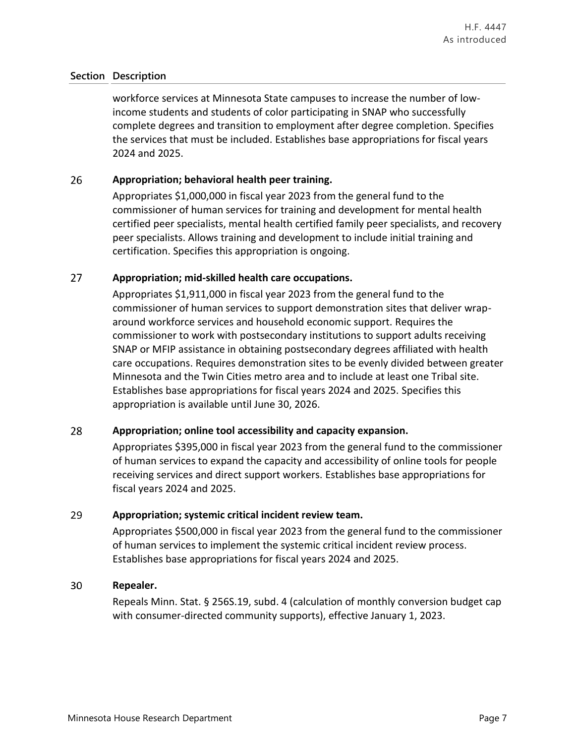| Section | Description |
|---|---|
| | workforce services at Minnesota State campuses to increase the number of low-income students and students of color participating in SNAP who successfully complete degrees and transition to employment after degree completion. Specifies the services that must be included. Establishes base appropriations for fiscal years 2024 and 2025. |
| 26 | **Appropriation; behavioral health peer training.**<br>Appropriates $1,000,000 in fiscal year 2023 from the general fund to the commissioner of human services for training and development for mental health certified peer specialists, mental health certified family peer specialists, and recovery peer specialists. Allows training and development to include initial training and certification. Specifies this appropriation is ongoing. |
| 27 | **Appropriation; mid-skilled health care occupations.**<br>Appropriates $1,911,000 in fiscal year 2023 from the general fund to the commissioner of human services to support demonstration sites that deliver wrap-around workforce services and household economic support. Requires the commissioner to work with postsecondary institutions to support adults receiving SNAP or MFIP assistance in obtaining postsecondary degrees affiliated with health care occupations. Requires demonstration sites to be evenly divided between greater Minnesota and the Twin Cities metro area and to include at least one Tribal site. Establishes base appropriations for fiscal years 2024 and 2025. Specifies this appropriation is available until June 30, 2026. |
| 28 | **Appropriation; online tool accessibility and capacity expansion.**<br>Appropriates $395,000 in fiscal year 2023 from the general fund to the commissioner of human services to expand the capacity and accessibility of online tools for people receiving services and direct support workers. Establishes base appropriations for fiscal years 2024 and 2025. |
| 29 | **Appropriation; systemic critical incident review team.**<br>Appropriates $500,000 in fiscal year 2023 from the general fund to the commissioner of human services to implement the systemic critical incident review process. Establishes base appropriations for fiscal years 2024 and 2025. |
| 30 | **Repealer.**<br>Repeals Minn. Stat. § 256S.19, subd. 4 (calculation of monthly conversion budget cap with consumer-directed community supports), effective January 1, 2023. |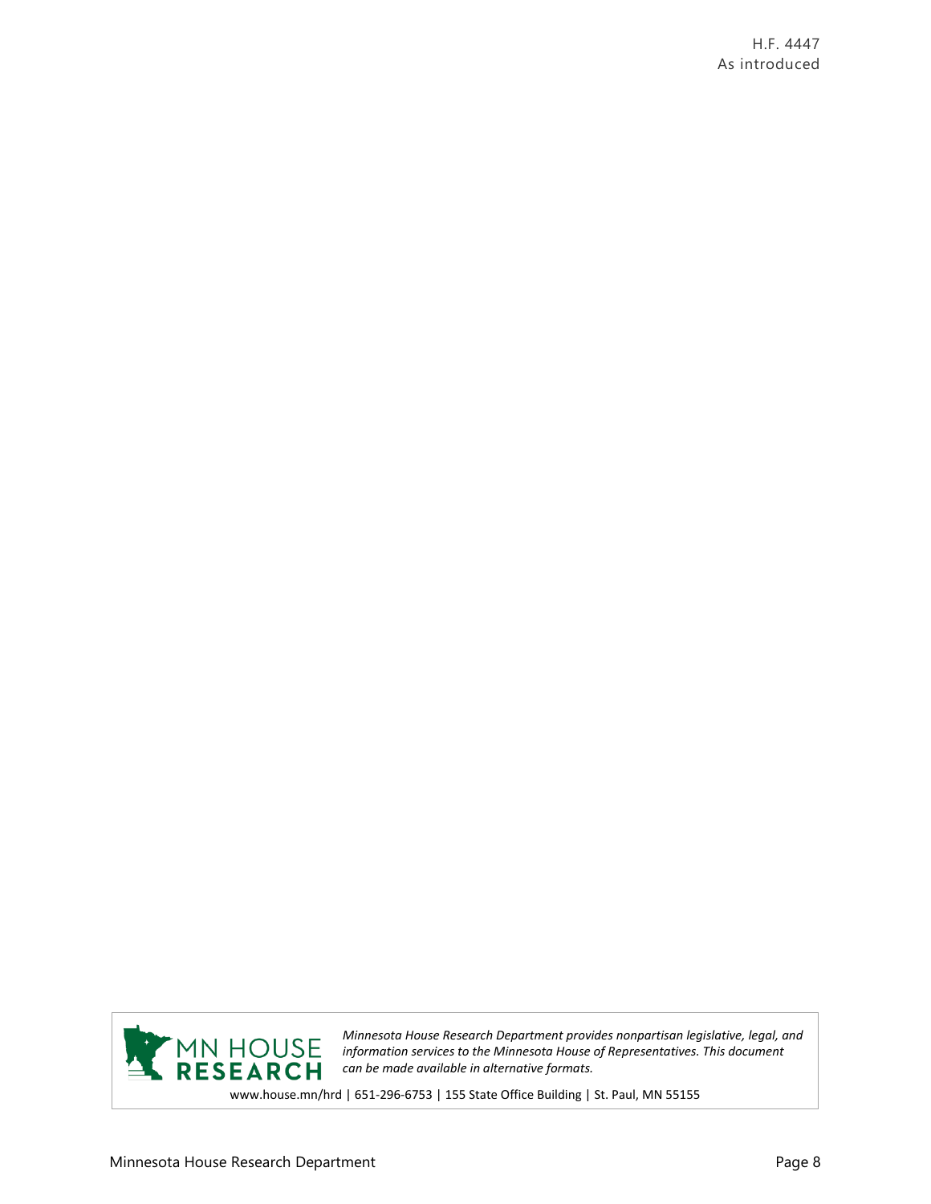MN HOUSE RESEARCH

*Minnesota House Research Department provides nonpartisan legislative, legal, and information services to the Minnesota House of Representatives. This document can be made available in alternative formats.*

www.house.mn/hrd | 651-296-6753 | 155 State Office Building | St. Paul, MN 55155